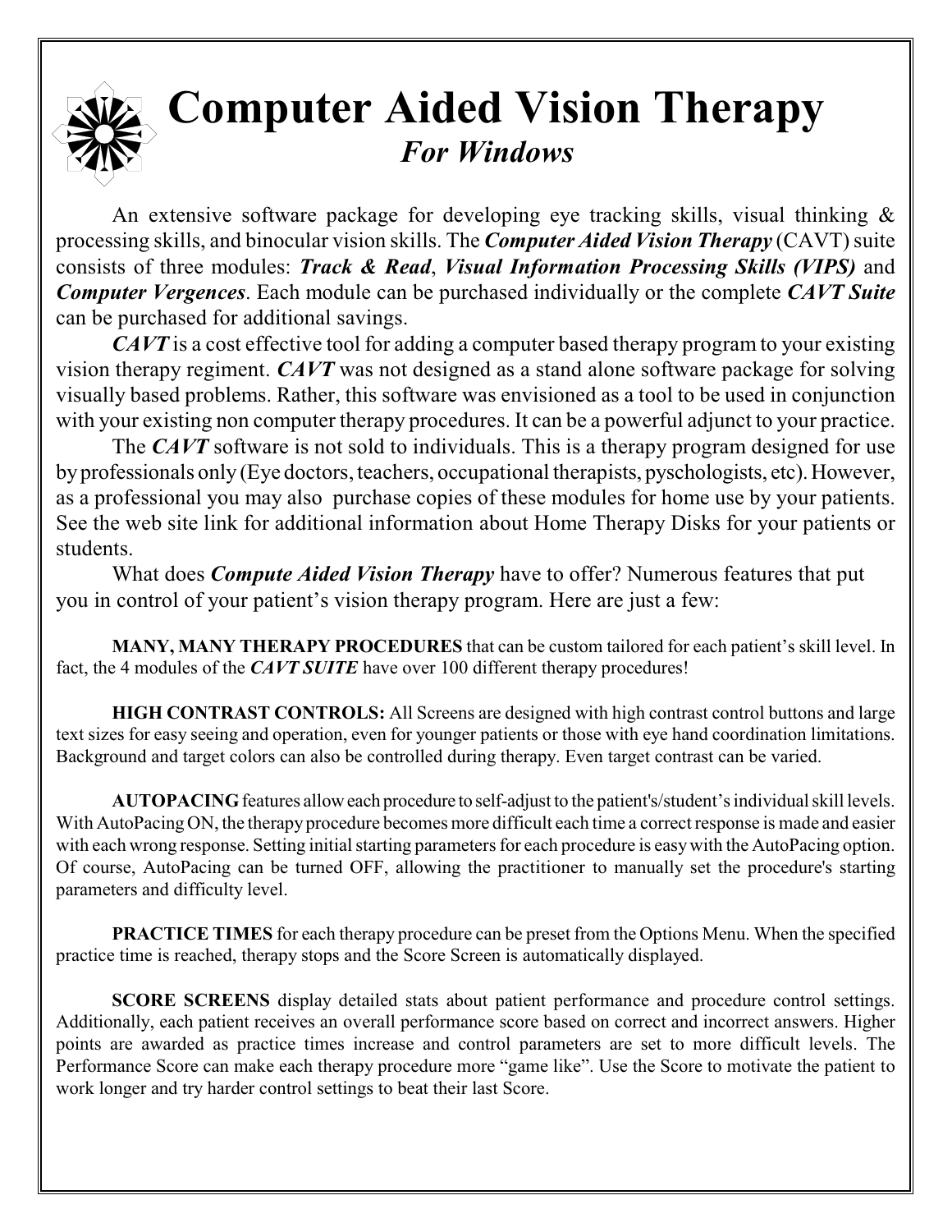# Computer Aided Vision Therapy

## *For Windows*

An extensive software package for developing eye tracking skills, visual thinking & processing skills, and binocular vision skills. The ***Computer Aided Vision Therapy*** (CAVT) suite consists of three modules: ***Track & Read***, ***Visual Information Processing Skills (VIPS)*** and ***Computer Vergences***. Each module can be purchased individually or the complete ***CAVT Suite*** can be purchased for additional savings.

***CAVT*** is a cost effective tool for adding a computer based therapy program to your existing vision therapy regiment. ***CAVT*** was not designed as a stand alone software package for solving visually based problems. Rather, this software was envisioned as a tool to be used in conjunction with your existing non computer therapy procedures. It can be a powerful adjunct to your practice.

The ***CAVT*** software is not sold to individuals. This is a therapy program designed for use by professionals only (Eye doctors, teachers, occupational therapists, pyschologists, etc). However, as a professional you may also purchase copies of these modules for home use by your patients. See the web site link for additional information about Home Therapy Disks for your patients or students.

What does ***Compute Aided Vision Therapy*** have to offer? Numerous features that put you in control of your patient's vision therapy program. Here are just a few:

**MANY, MANY THERAPY PROCEDURES** that can be custom tailored for each patient's skill level. In fact, the 4 modules of the ***CAVT SUITE*** have over 100 different therapy procedures!

**HIGH CONTRAST CONTROLS:** All Screens are designed with high contrast control buttons and large text sizes for easy seeing and operation, even for younger patients or those with eye hand coordination limitations. Background and target colors can also be controlled during therapy. Even target contrast can be varied.

**AUTOPACING** features allow each procedure to self-adjust to the patient's/student's individual skill levels. With AutoPacing ON, the therapy procedure becomes more difficult each time a correct response is made and easier with each wrong response. Setting initial starting parameters for each procedure is easy with the AutoPacing option. Of course, AutoPacing can be turned OFF, allowing the practitioner to manually set the procedure's starting parameters and difficulty level.

**PRACTICE TIMES** for each therapy procedure can be preset from the Options Menu. When the specified practice time is reached, therapy stops and the Score Screen is automatically displayed.

**SCORE SCREENS** display detailed stats about patient performance and procedure control settings. Additionally, each patient receives an overall performance score based on correct and incorrect answers. Higher points are awarded as practice times increase and control parameters are set to more difficult levels. The Performance Score can make each therapy procedure more "game like". Use the Score to motivate the patient to work longer and try harder control settings to beat their last Score.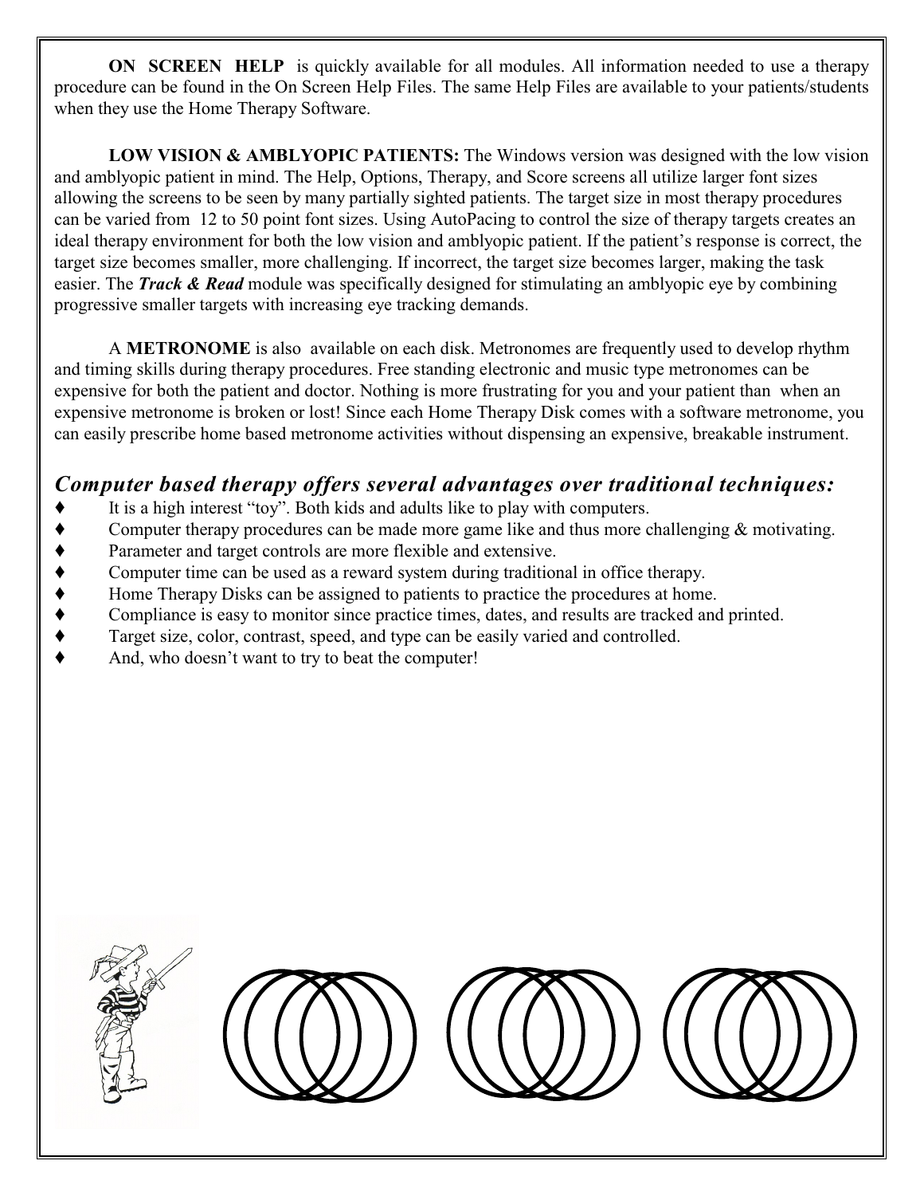**ON SCREEN HELP** is quickly available for all modules. All information needed to use a therapy procedure can be found in the On Screen Help Files. The same Help Files are available to your patients/students when they use the Home Therapy Software.

**LOW VISION & AMBLYOPIC PATIENTS:** The Windows version was designed with the low vision and amblyopic patient in mind. The Help, Options, Therapy, and Score screens all utilize larger font sizes allowing the screens to be seen by many partially sighted patients. The target size in most therapy procedures can be varied from 12 to 50 point font sizes. Using AutoPacing to control the size of therapy targets creates an ideal therapy environment for both the low vision and amblyopic patient. If the patient's response is correct, the target size becomes smaller, more challenging. If incorrect, the target size becomes larger, making the task easier. The ***Track & Read*** module was specifically designed for stimulating an amblyopic eye by combining progressive smaller targets with increasing eye tracking demands.

A **METRONOME** is also available on each disk. Metronomes are frequently used to develop rhythm and timing skills during therapy procedures. Free standing electronic and music type metronomes can be expensive for both the patient and doctor. Nothing is more frustrating for you and your patient than when an expensive metronome is broken or lost! Since each Home Therapy Disk comes with a software metronome, you can easily prescribe home based metronome activities without dispensing an expensive, breakable instrument.

## *Computer based therapy offers several advantages over traditional techniques:*

- It is a high interest "toy". Both kids and adults like to play with computers.
- Computer therapy procedures can be made more game like and thus more challenging & motivating.
- Parameter and target controls are more flexible and extensive.
- Computer time can be used as a reward system during traditional in office therapy.
- Home Therapy Disks can be assigned to patients to practice the procedures at home.
- Compliance is easy to monitor since practice times, dates, and results are tracked and printed.
- Target size, color, contrast, speed, and type can be easily varied and controlled.
- And, who doesn't want to try to beat the computer!